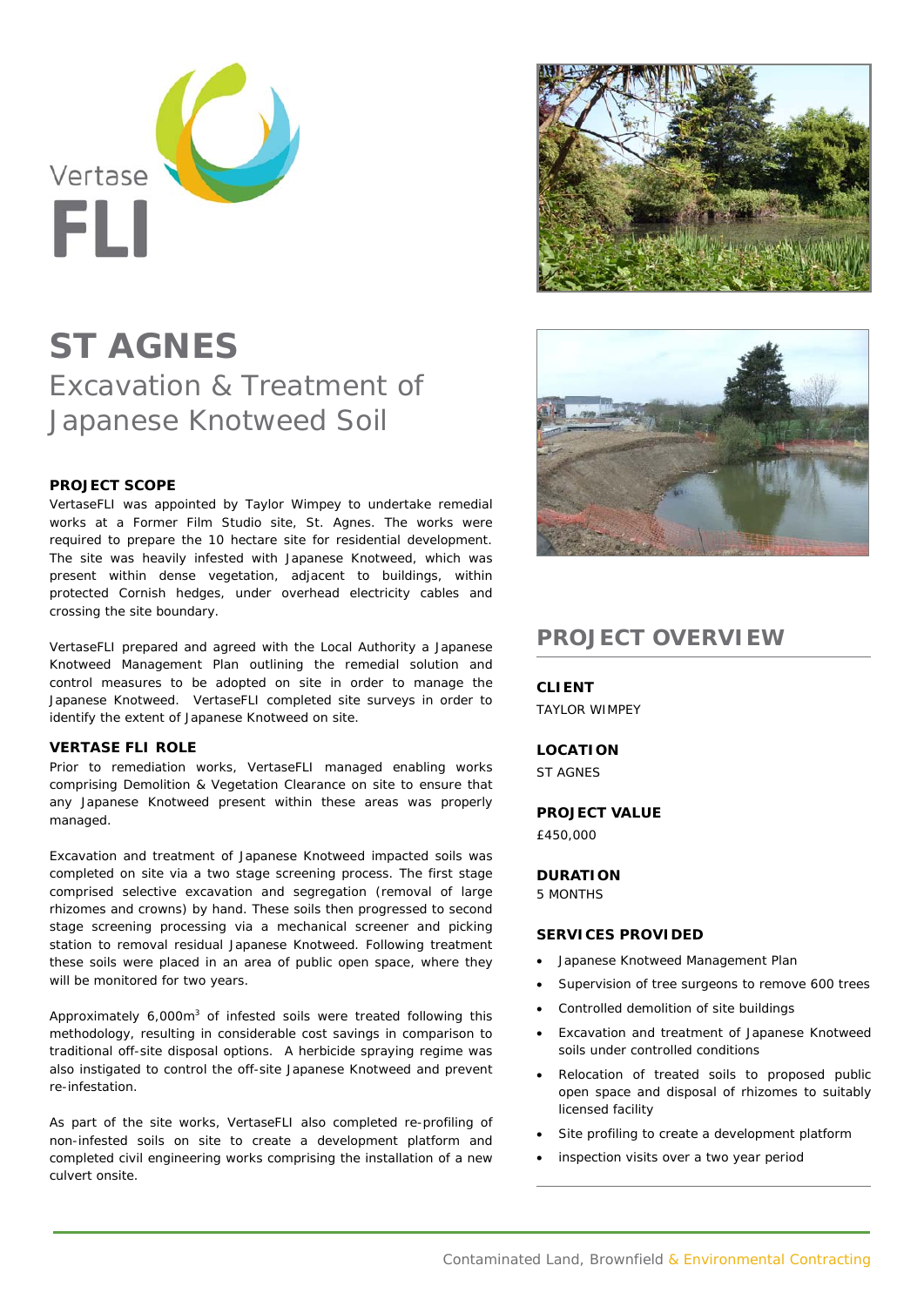Vertase FLI

# ST AGNES

## Excavation & Treatment of Japanese Knotweed Soil

### PROJECT SCOPE

VertaseFLI was appointed by Taylor Wimpey to undertake remedial works at a Former Film Studio site, St. Agnes. The works were required to prepare the 10 hectare site for residential development. The site was heavily infested with Japanese Knotweed, which was present within dense vegetation, adjacent to buildings, within protected Cornish hedges, under overhead electricity cables and crossing the site boundary.

VertaseFLI prepared and agreed with the Local Authority a Japanese Knotweed Management Plan outlining the remedial solution and control measures to be adopted on site in order to manage the Japanese Knotweed. VertaseFLI completed site surveys in order to identify the extent of Japanese Knotweed on site.

### VERTASE FLI ROLE

Prior to remediation works, VertaseFLI managed enabling works comprising Demolition & Vegetation Clearance on site to ensure that any Japanese Knotweed present within these areas was properly managed.

Excavation and treatment of Japanese Knotweed impacted soils was completed on site via a two stage screening process. The first stage comprised selective excavation and segregation (removal of large rhizomes and crowns) by hand. These soils then progressed to second stage screening processing via a mechanical screener and picking station to removal residual Japanese Knotweed. Following treatment these soils were placed in an area of public open space, where they will be monitored for two years.

Approximately 6,000m$^3$ of infested soils were treated following this methodology, resulting in considerable cost savings in comparison to traditional off-site disposal options. A herbicide spraying regime was also instigated to control the off-site Japanese Knotweed and prevent re-infestation.

As part of the site works, VertaseFLI also completed re-profiling of non-infested soils on site to create a development platform and completed civil engineering works comprising the installation of a new culvert onsite.

## PROJECT OVERVIEW

**CLIENT**
TAYLOR WIMPEY

**LOCATION**
ST AGNES

**PROJECT VALUE**
£450,000

**DURATION**
5 MONTHS

**SERVICES PROVIDED**

- Japanese Knotweed Management Plan
- Supervision of tree surgeons to remove 600 trees
- Controlled demolition of site buildings
- Excavation and treatment of Japanese Knotweed soils under controlled conditions
- Relocation of treated soils to proposed public open space and disposal of rhizomes to suitably licensed facility
- Site profiling to create a development platform
- inspection visits over a two year period

Contaminated Land, Brownfield & Environmental Contracting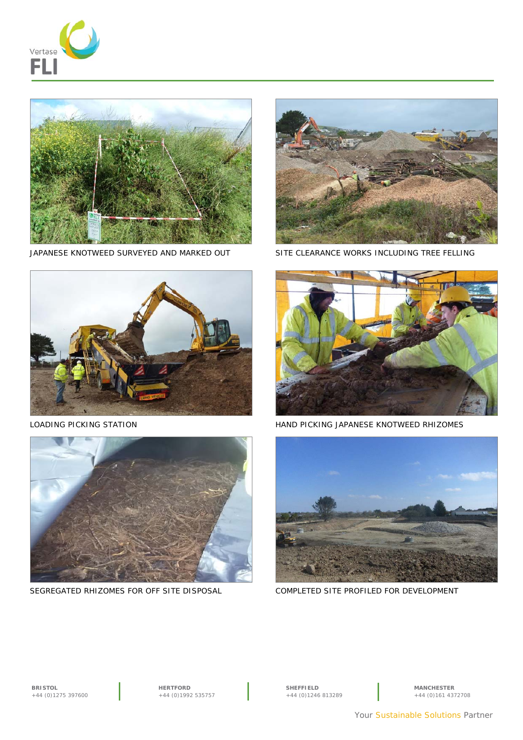JAPANESE KNOTWEED SURVEYED AND MARKED OUT

SITE CLEARANCE WORKS INCLUDING TREE FELLING

LOADING PICKING STATION

HAND PICKING JAPANESE KNOTWEED RHIZOMES

SEGREGATED RHIZOMES FOR OFF SITE DISPOSAL

COMPLETED SITE PROFILED FOR DEVELOPMENT

**BRISTOL**
+44 (0)1275 397600

**HERTFORD**
+44 (0)1992 535757

**SHEFFIELD**
+44 (0)1246 813289

**MANCHESTER**
+44 (0)161 4372708

Your Sustainable Solutions Partner